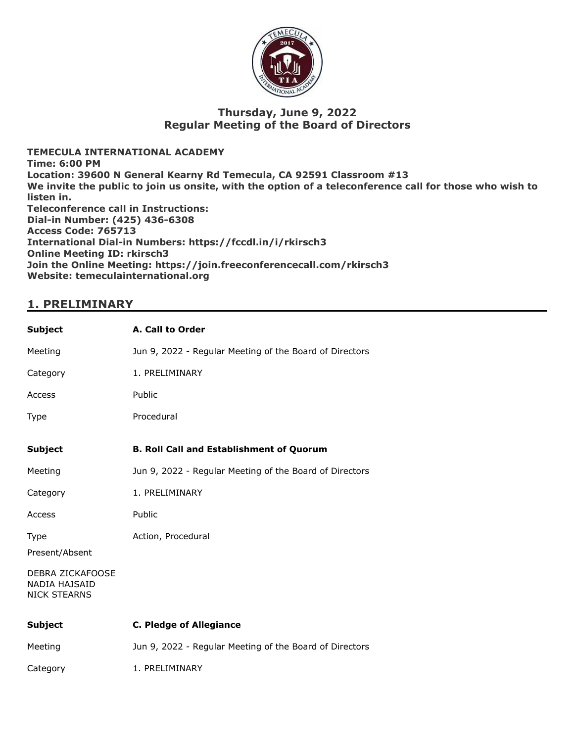## Thursday, June 9, 2022
## Regular Meeting of the Board of Directors

**TEMECULA INTERNATIONAL ACADEMY**
**Time: 6:00 PM**
**Location: 39600 N General Kearny Rd Temecula, CA 92591 Classroom #13**
**We invite the public to join us onsite, with the option of a teleconference call for those who wish to listen in.**
**Teleconference call in Instructions:**
**Dial-in Number: (425) 436-6308**
**Access Code: 765713**
**International Dial-in Numbers: https://fccdl.in/i/rkirsch3**
**Online Meeting ID: rkirsch3**
**Join the Online Meeting: https://join.freeconferencecall.com/rkirsch3**
**Website: temeculainternational.org**

## 1. PRELIMINARY

| **Subject** | **A. Call to Order** |
|---|---|
| Meeting | Jun 9, 2022 - Regular Meeting of the Board of Directors |
| Category | 1. PRELIMINARY |
| Access | Public |
| Type | Procedural |

| **Subject** | **B. Roll Call and Establishment of Quorum** |
|---|---|
| Meeting | Jun 9, 2022 - Regular Meeting of the Board of Directors |
| Category | 1. PRELIMINARY |
| Access | Public |
| Type | Action, Procedural |

Present/Absent

DEBRA ZICKAFOOSE
NADIA HAJSAID
NICK STEARNS

| **Subject** | **C. Pledge of Allegiance** |
|---|---|
| Meeting | Jun 9, 2022 - Regular Meeting of the Board of Directors |
| Category | 1. PRELIMINARY |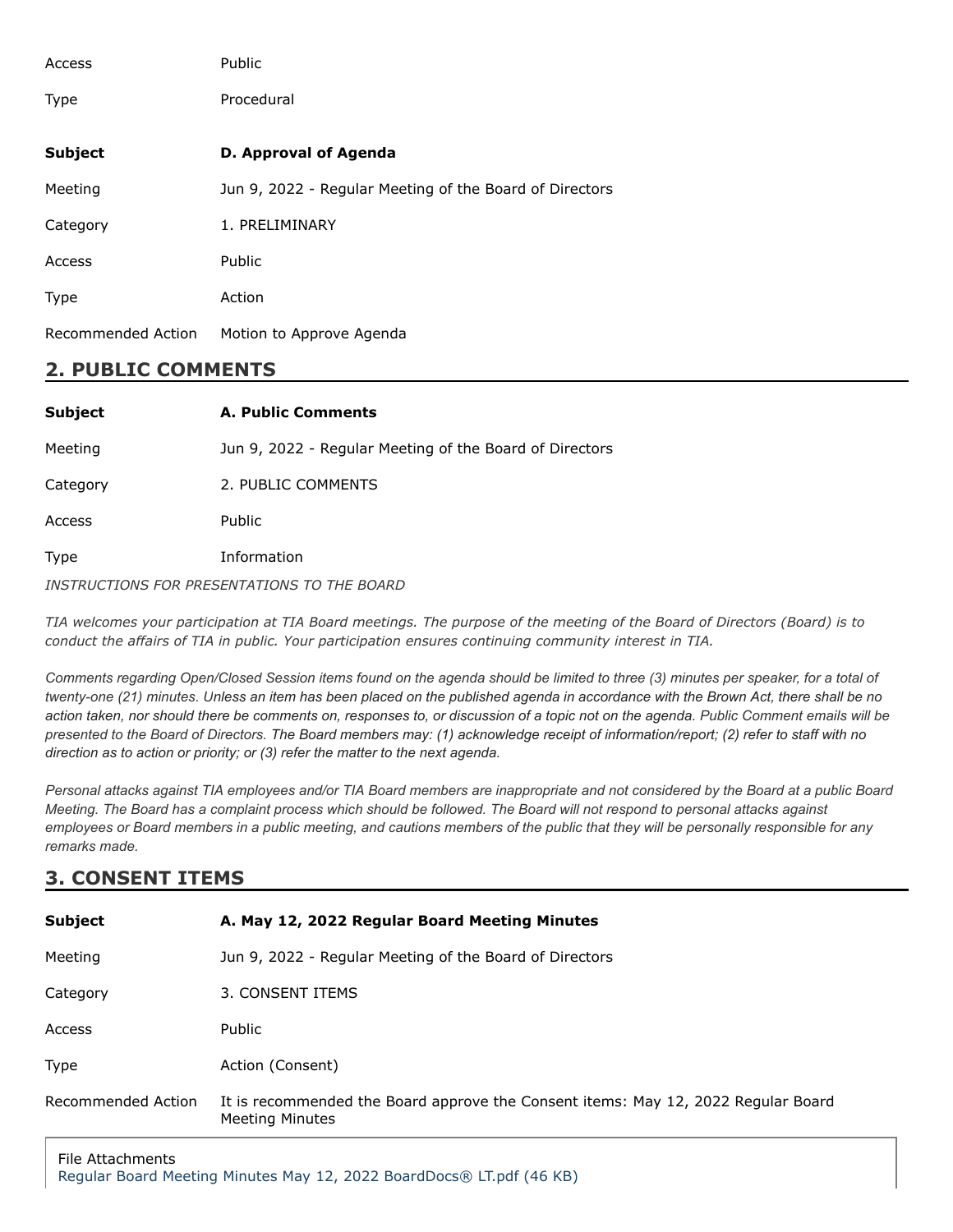| | |
|---|---|
| Access | Public |
| Type | Procedural |

| | |
|---|---|
| **Subject** | **D. Approval of Agenda** |
| Meeting | Jun 9, 2022 - Regular Meeting of the Board of Directors |
| Category | 1. PRELIMINARY |
| Access | Public |
| Type | Action |
| Recommended Action | Motion to Approve Agenda |

## 2. PUBLIC COMMENTS

| | |
|---|---|
| **Subject** | **A. Public Comments** |
| Meeting | Jun 9, 2022 - Regular Meeting of the Board of Directors |
| Category | 2. PUBLIC COMMENTS |
| Access | Public |
| Type | Information |

*INSTRUCTIONS FOR PRESENTATIONS TO THE BOARD*

*TIA welcomes your participation at TIA Board meetings. The purpose of the meeting of the Board of Directors (Board) is to conduct the affairs of TIA in public. Your participation ensures continuing community interest in TIA.*

*Comments regarding Open/Closed Session items found on the agenda should be limited to three (3) minutes per speaker, for a total of twenty-one (21) minutes. Unless an item has been placed on the published agenda in accordance with the Brown Act, there shall be no action taken, nor should there be comments on, responses to, or discussion of a topic not on the agenda. Public Comment emails will be presented to the Board of Directors. The Board members may: (1) acknowledge receipt of information/report; (2) refer to staff with no direction as to action or priority; or (3) refer the matter to the next agenda.*

*Personal attacks against TIA employees and/or TIA Board members are inappropriate and not considered by the Board at a public Board Meeting. The Board has a complaint process which should be followed. The Board will not respond to personal attacks against employees or Board members in a public meeting, and cautions members of the public that they will be personally responsible for any remarks made.*

## 3. CONSENT ITEMS

| | |
|---|---|
| **Subject** | **A. May 12, 2022 Regular Board Meeting Minutes** |
| Meeting | Jun 9, 2022 - Regular Meeting of the Board of Directors |
| Category | 3. CONSENT ITEMS |
| Access | Public |
| Type | Action (Consent) |
| Recommended Action | It is recommended the Board approve the Consent items: May 12, 2022 Regular Board Meeting Minutes |

File Attachments
Regular Board Meeting Minutes May 12, 2022 BoardDocs® LT.pdf (46 KB)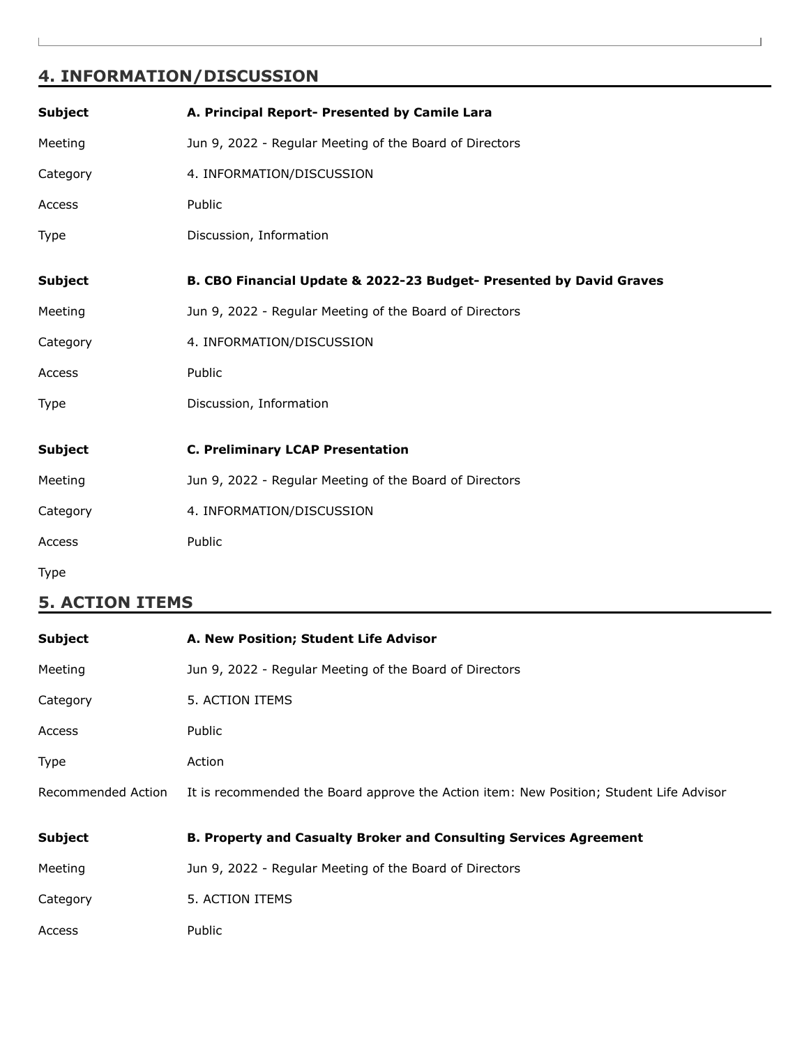## 4. INFORMATION/DISCUSSION

| | |
|---|---|
| **Subject** | **A. Principal Report- Presented by Camile Lara** |
| Meeting | Jun 9, 2022 - Regular Meeting of the Board of Directors |
| Category | 4. INFORMATION/DISCUSSION |
| Access | Public |
| Type | Discussion, Information |

| | |
|---|---|
| **Subject** | **B. CBO Financial Update & 2022-23 Budget- Presented by David Graves** |
| Meeting | Jun 9, 2022 - Regular Meeting of the Board of Directors |
| Category | 4. INFORMATION/DISCUSSION |
| Access | Public |
| Type | Discussion, Information |

| | |
|---|---|
| **Subject** | **C. Preliminary LCAP Presentation** |
| Meeting | Jun 9, 2022 - Regular Meeting of the Board of Directors |
| Category | 4. INFORMATION/DISCUSSION |
| Access | Public |
| Type | |

## 5. ACTION ITEMS

| | |
|---|---|
| **Subject** | **A. New Position; Student Life Advisor** |
| Meeting | Jun 9, 2022 - Regular Meeting of the Board of Directors |
| Category | 5. ACTION ITEMS |
| Access | Public |
| Type | Action |
| Recommended Action | It is recommended the Board approve the Action item: New Position; Student Life Advisor |

| | |
|---|---|
| **Subject** | **B. Property and Casualty Broker and Consulting Services Agreement** |
| Meeting | Jun 9, 2022 - Regular Meeting of the Board of Directors |
| Category | 5. ACTION ITEMS |
| Access | Public |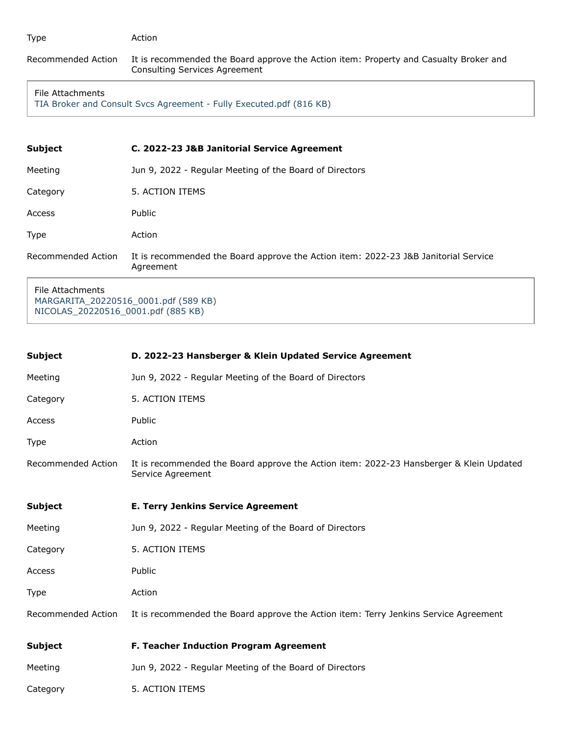| | |
|---|---|
| Type | Action |
| Recommended Action | It is recommended the Board approve the Action item: Property and Casualty Broker and Consulting Services Agreement |

File Attachments
TIA Broker and Consult Svcs Agreement - Fully Executed.pdf (816 KB)

| | |
|---|---|
| **Subject** | **C. 2022-23 J&B Janitorial Service Agreement** |
| Meeting | Jun 9, 2022 - Regular Meeting of the Board of Directors |
| Category | 5. ACTION ITEMS |
| Access | Public |
| Type | Action |
| Recommended Action | It is recommended the Board approve the Action item: 2022-23 J&B Janitorial Service Agreement |

File Attachments
MARGARITA_20220516_0001.pdf (589 KB)
NICOLAS_20220516_0001.pdf (885 KB)

| | |
|---|---|
| **Subject** | **D. 2022-23 Hansberger & Klein Updated Service Agreement** |
| Meeting | Jun 9, 2022 - Regular Meeting of the Board of Directors |
| Category | 5. ACTION ITEMS |
| Access | Public |
| Type | Action |
| Recommended Action | It is recommended the Board approve the Action item: 2022-23 Hansberger & Klein Updated Service Agreement |

| | |
|---|---|
| **Subject** | **E. Terry Jenkins Service Agreement** |
| Meeting | Jun 9, 2022 - Regular Meeting of the Board of Directors |
| Category | 5. ACTION ITEMS |
| Access | Public |
| Type | Action |
| Recommended Action | It is recommended the Board approve the Action item: Terry Jenkins Service Agreement |

| | |
|---|---|
| **Subject** | **F. Teacher Induction Program Agreement** |
| Meeting | Jun 9, 2022 - Regular Meeting of the Board of Directors |
| Category | 5. ACTION ITEMS |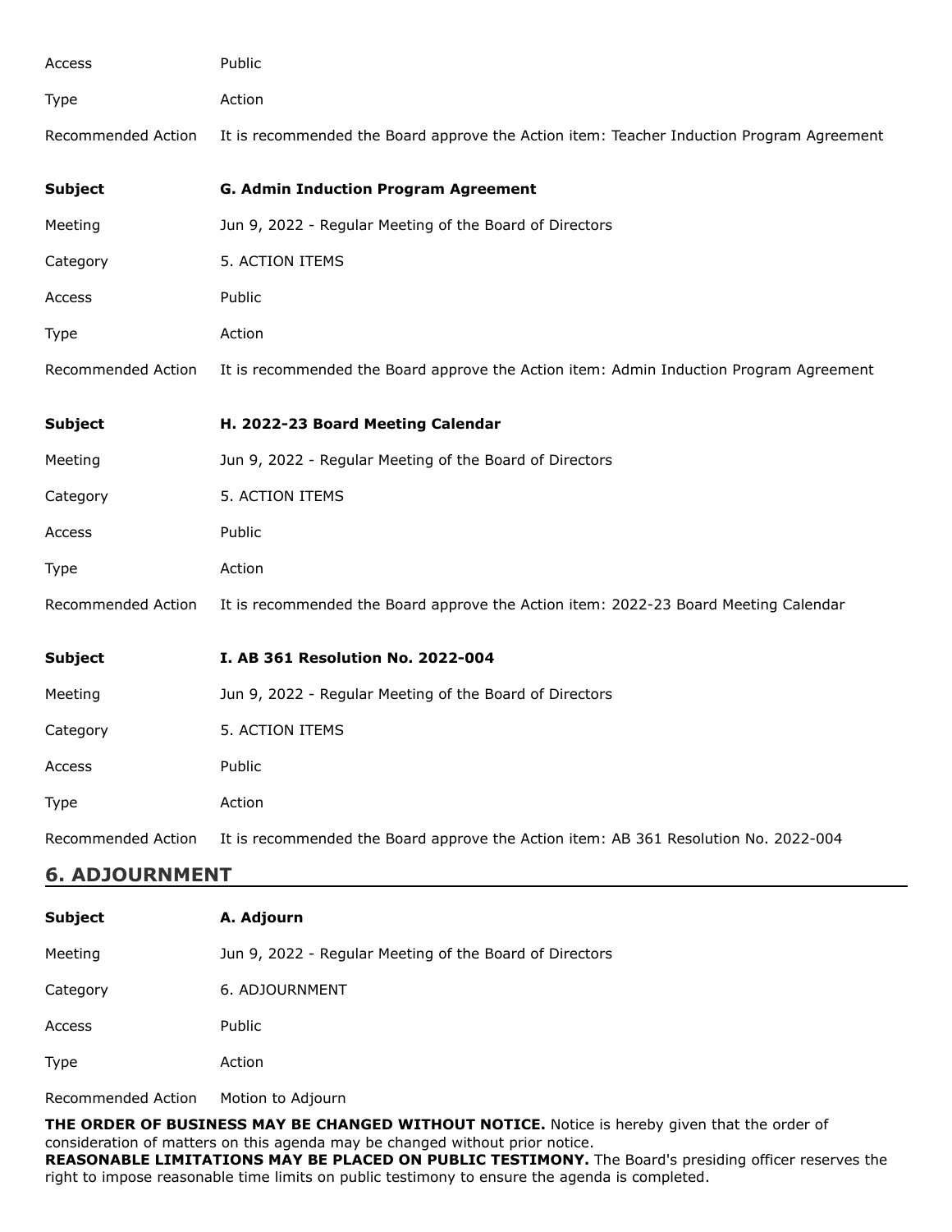Access Public

Type Action

Recommended Action It is recommended the Board approve the Action item: Teacher Induction Program Agreement

**Subject** **G. Admin Induction Program Agreement**

Meeting Jun 9, 2022 - Regular Meeting of the Board of Directors

Category 5. ACTION ITEMS

Access Public

Type Action

Recommended Action It is recommended the Board approve the Action item: Admin Induction Program Agreement

**Subject** **H. 2022-23 Board Meeting Calendar**

Meeting Jun 9, 2022 - Regular Meeting of the Board of Directors

Category 5. ACTION ITEMS

Access Public

Type Action

Recommended Action It is recommended the Board approve the Action item: 2022-23 Board Meeting Calendar

**Subject** **I. AB 361 Resolution No. 2022-004**

Meeting Jun 9, 2022 - Regular Meeting of the Board of Directors

Category 5. ACTION ITEMS

Access Public

Type Action

Recommended Action It is recommended the Board approve the Action item: AB 361 Resolution No. 2022-004

## 6. ADJOURNMENT

**Subject** **A. Adjourn**

Meeting Jun 9, 2022 - Regular Meeting of the Board of Directors

Category 6. ADJOURNMENT

Access Public

Type Action

Recommended Action Motion to Adjourn

**THE ORDER OF BUSINESS MAY BE CHANGED WITHOUT NOTICE.** Notice is hereby given that the order of consideration of matters on this agenda may be changed without prior notice.
**REASONABLE LIMITATIONS MAY BE PLACED ON PUBLIC TESTIMONY.** The Board's presiding officer reserves the right to impose reasonable time limits on public testimony to ensure the agenda is completed.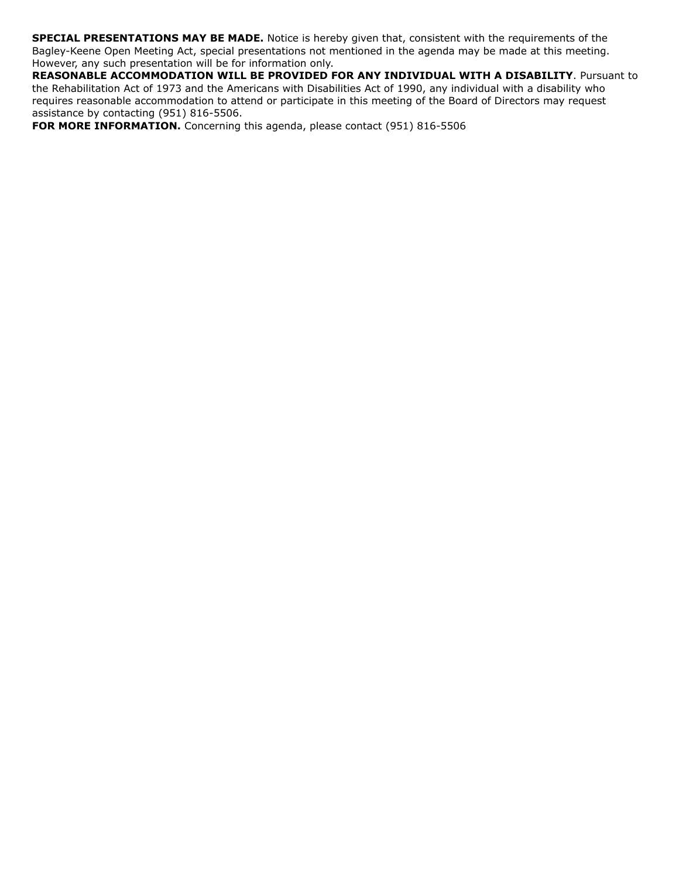**SPECIAL PRESENTATIONS MAY BE MADE.** Notice is hereby given that, consistent with the requirements of the Bagley-Keene Open Meeting Act, special presentations not mentioned in the agenda may be made at this meeting. However, any such presentation will be for information only.

**REASONABLE ACCOMMODATION WILL BE PROVIDED FOR ANY INDIVIDUAL WITH A DISABILITY**. Pursuant to the Rehabilitation Act of 1973 and the Americans with Disabilities Act of 1990, any individual with a disability who requires reasonable accommodation to attend or participate in this meeting of the Board of Directors may request assistance by contacting (951) 816-5506.

**FOR MORE INFORMATION.** Concerning this agenda, please contact (951) 816-5506